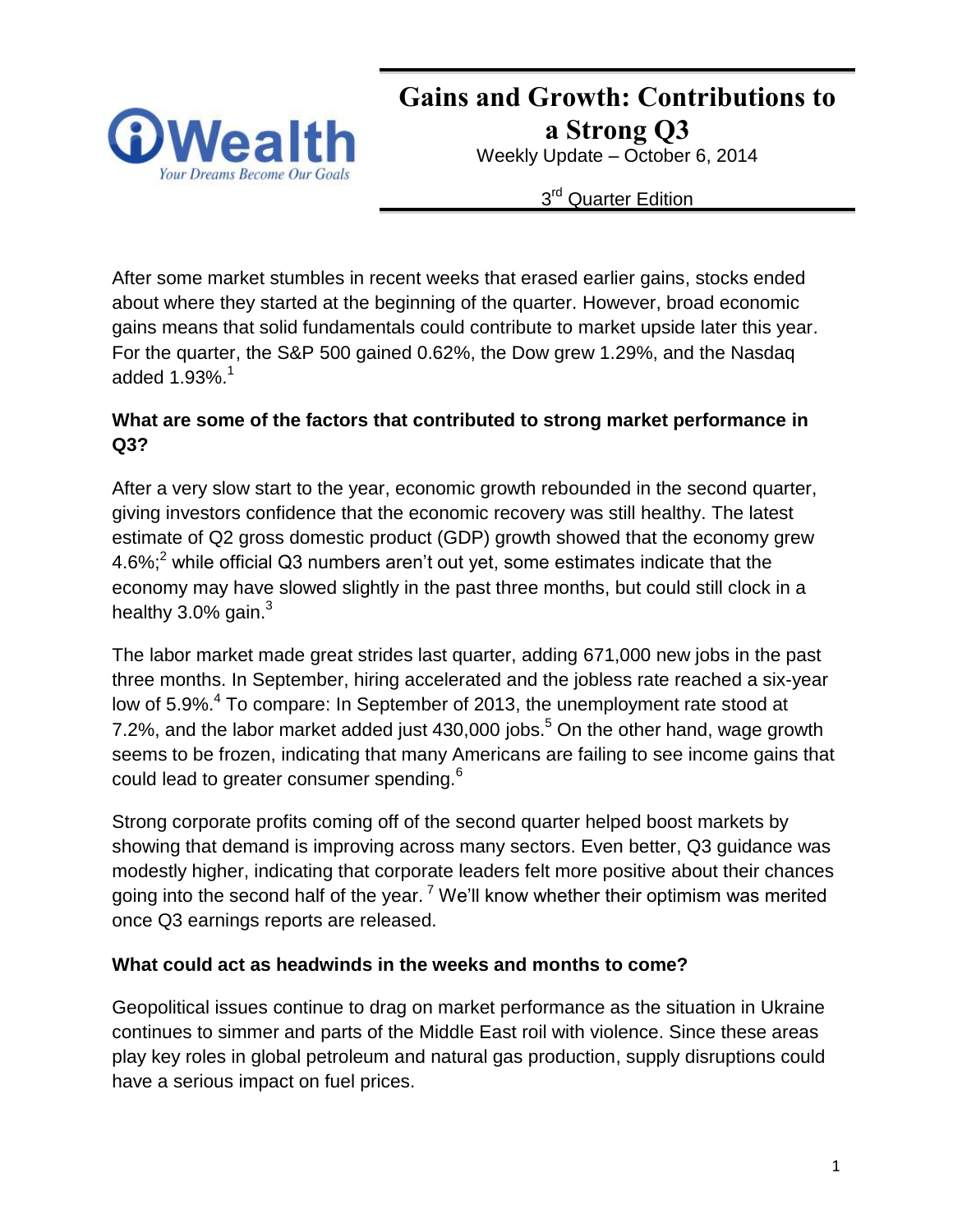iWealth

*Your Dreams Become Our Goals*

# Gains and Growth: Contributions to a Strong Q3

Weekly Update – October 6, 2014

3rd Quarter Edition

After some market stumbles in recent weeks that erased earlier gains, stocks ended about where they started at the beginning of the quarter. However, broad economic gains means that solid fundamentals could contribute to market upside later this year. For the quarter, the S&P 500 gained 0.62%, the Dow grew 1.29%, and the Nasdaq added 1.93%.[1]

**What are some of the factors that contributed to strong market performance in Q3?**

After a very slow start to the year, economic growth rebounded in the second quarter, giving investors confidence that the economic recovery was still healthy. The latest estimate of Q2 gross domestic product (GDP) growth showed that the economy grew 4.6%;[2] while official Q3 numbers aren't out yet, some estimates indicate that the economy may have slowed slightly in the past three months, but could still clock in a healthy 3.0% gain.[3]

The labor market made great strides last quarter, adding 671,000 new jobs in the past three months. In September, hiring accelerated and the jobless rate reached a six-year low of 5.9%.[4] To compare: In September of 2013, the unemployment rate stood at 7.2%, and the labor market added just 430,000 jobs.[5] On the other hand, wage growth seems to be frozen, indicating that many Americans are failing to see income gains that could lead to greater consumer spending.[6]

Strong corporate profits coming off of the second quarter helped boost markets by showing that demand is improving across many sectors. Even better, Q3 guidance was modestly higher, indicating that corporate leaders felt more positive about their chances going into the second half of the year.[7] We'll know whether their optimism was merited once Q3 earnings reports are released.

**What could act as headwinds in the weeks and months to come?**

Geopolitical issues continue to drag on market performance as the situation in Ukraine continues to simmer and parts of the Middle East roil with violence. Since these areas play key roles in global petroleum and natural gas production, supply disruptions could have a serious impact on fuel prices.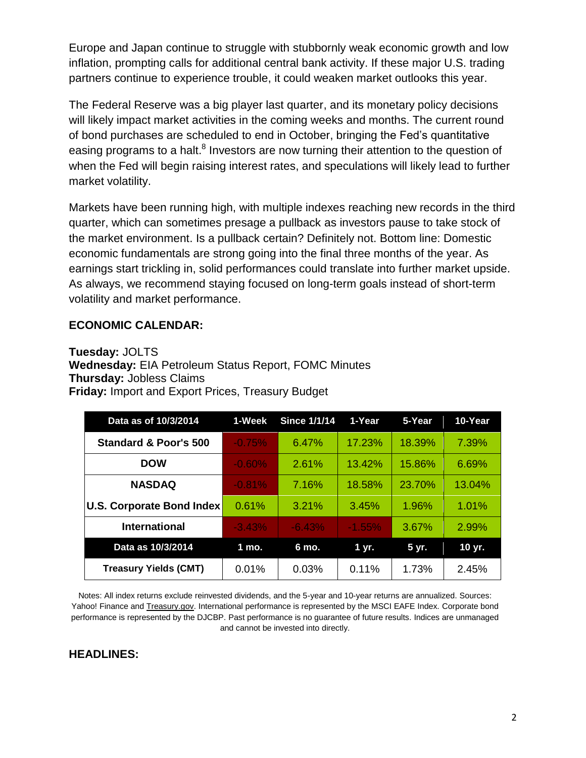Europe and Japan continue to struggle with stubbornly weak economic growth and low inflation, prompting calls for additional central bank activity. If these major U.S. trading partners continue to experience trouble, it could weaken market outlooks this year.

The Federal Reserve was a big player last quarter, and its monetary policy decisions will likely impact market activities in the coming weeks and months. The current round of bond purchases are scheduled to end in October, bringing the Fed's quantitative easing programs to a halt.[8] Investors are now turning their attention to the question of when the Fed will begin raising interest rates, and speculations will likely lead to further market volatility.

Markets have been running high, with multiple indexes reaching new records in the third quarter, which can sometimes presage a pullback as investors pause to take stock of the market environment. Is a pullback certain? Definitely not. Bottom line: Domestic economic fundamentals are strong going into the final three months of the year. As earnings start trickling in, solid performances could translate into further market upside. As always, we recommend staying focused on long-term goals instead of short-term volatility and market performance.

## ECONOMIC CALENDAR:

**Tuesday:** JOLTS
**Wednesday:** EIA Petroleum Status Report, FOMC Minutes
**Thursday:** Jobless Claims
**Friday:** Import and Export Prices, Treasury Budget

| Data as of 10/3/2014 | 1-Week | Since 1/1/14 | 1-Year | 5-Year | 10-Year |
|---|---|---|---|---|---|
| Standard & Poor's 500 | -0.75% | 6.47% | 17.23% | 18.39% | 7.39% |
| DOW | -0.60% | 2.61% | 13.42% | 15.86% | 6.69% |
| NASDAQ | -0.81% | 7.16% | 18.58% | 23.70% | 13.04% |
| U.S. Corporate Bond Index | 0.61% | 3.21% | 3.45% | 1.96% | 1.01% |
| International | -3.43% | -6.43% | -1.55% | 3.67% | 2.99% |
| **Data as 10/3/2014** | **1 mo.** | **6 mo.** | **1 yr.** | **5 yr.** | **10 yr.** |
| Treasury Yields (CMT) | 0.01% | 0.03% | 0.11% | 1.73% | 2.45% |

Notes: All index returns exclude reinvested dividends, and the 5-year and 10-year returns are annualized. Sources: Yahoo! Finance and Treasury.gov. International performance is represented by the MSCI EAFE Index. Corporate bond performance is represented by the DJCBP. Past performance is no guarantee of future results. Indices are unmanaged and cannot be invested into directly.

## HEADLINES: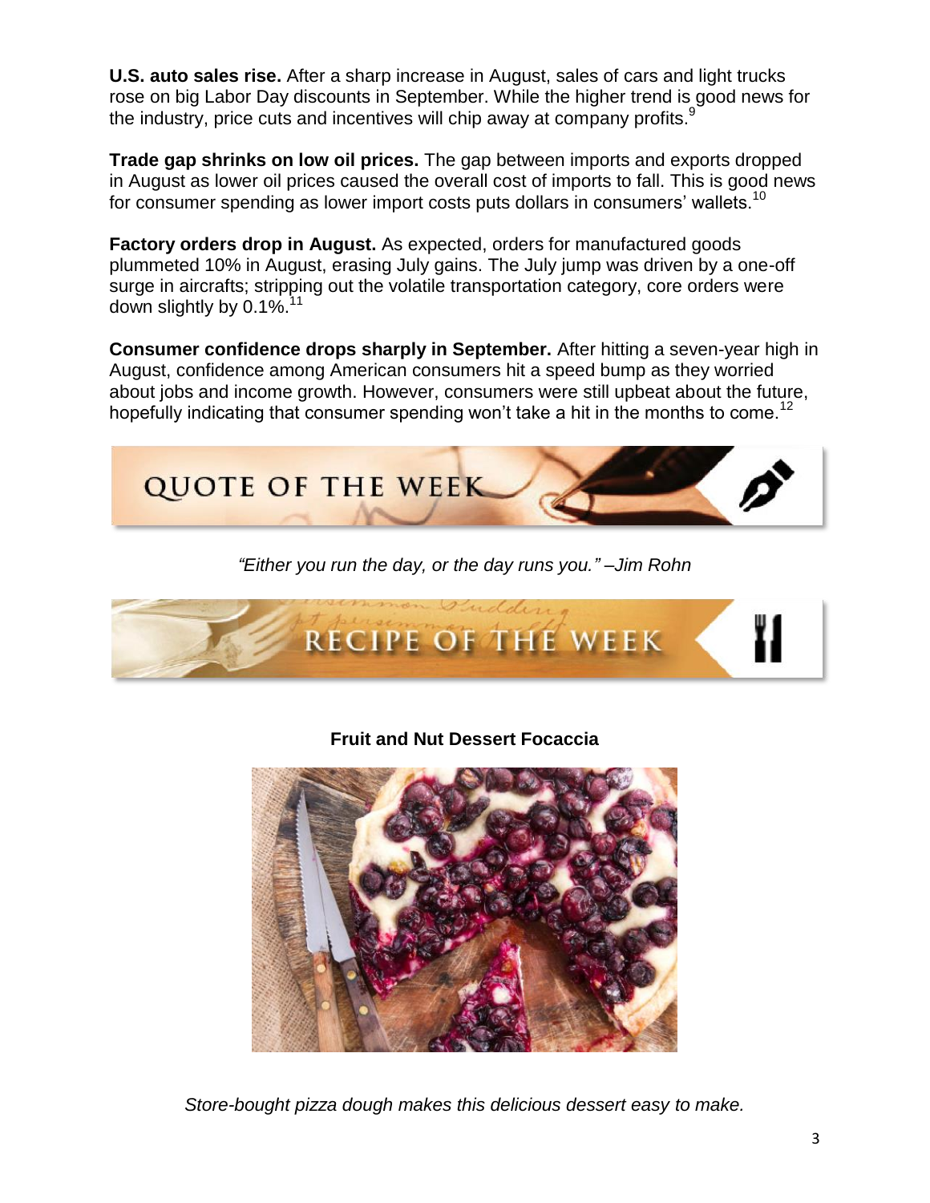**U.S. auto sales rise.** After a sharp increase in August, sales of cars and light trucks rose on big Labor Day discounts in September. While the higher trend is good news for the industry, price cuts and incentives will chip away at company profits.[9]

**Trade gap shrinks on low oil prices.** The gap between imports and exports dropped in August as lower oil prices caused the overall cost of imports to fall. This is good news for consumer spending as lower import costs puts dollars in consumers' wallets.[10]

**Factory orders drop in August.** As expected, orders for manufactured goods plummeted 10% in August, erasing July gains. The July jump was driven by a one-off surge in aircrafts; stripping out the volatile transportation category, core orders were down slightly by 0.1%.[11]

**Consumer confidence drops sharply in September.** After hitting a seven-year high in August, confidence among American consumers hit a speed bump as they worried about jobs and income growth. However, consumers were still upbeat about the future, hopefully indicating that consumer spending won't take a hit in the months to come.[12]

## QUOTE OF THE WEEK

*"Either you run the day, or the day runs you." –Jim Rohn*

## RECIPE OF THE WEEK

**Fruit and Nut Dessert Focaccia**

*Store-bought pizza dough makes this delicious dessert easy to make.*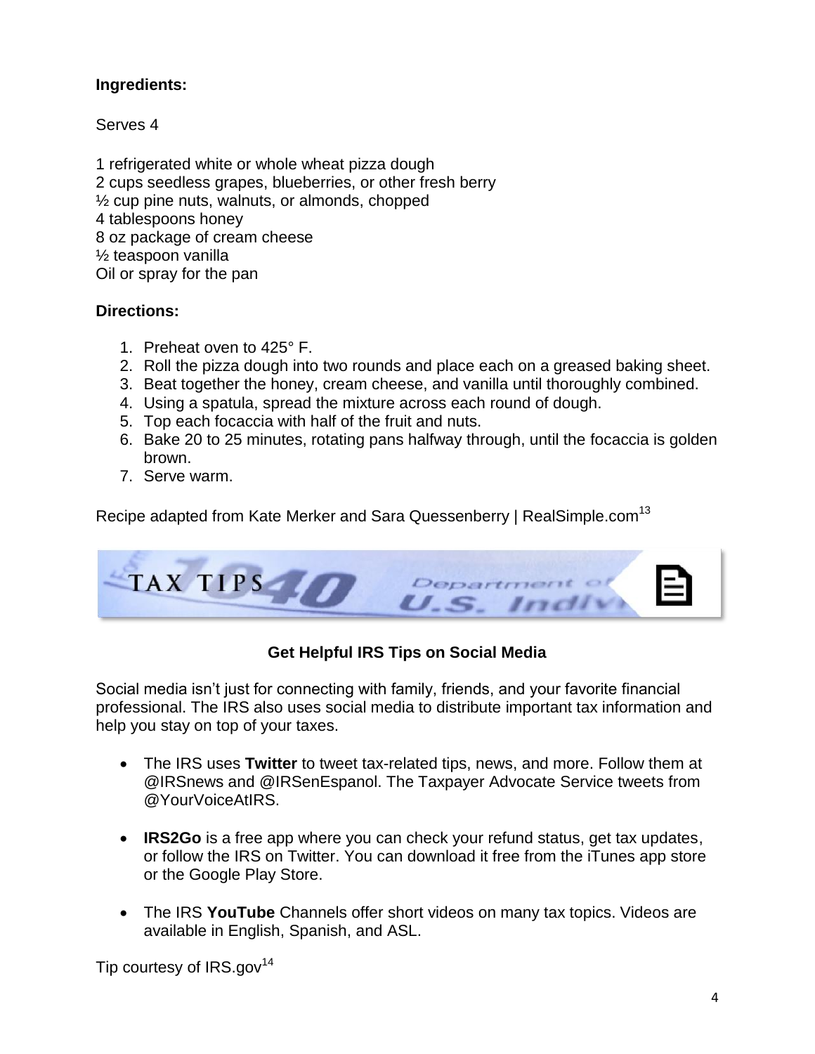**Ingredients:**

Serves 4

1 refrigerated white or whole wheat pizza dough
2 cups seedless grapes, blueberries, or other fresh berry
½ cup pine nuts, walnuts, or almonds, chopped
4 tablespoons honey
8 oz package of cream cheese
½ teaspoon vanilla
Oil or spray for the pan

**Directions:**

1. Preheat oven to 425° F.
2. Roll the pizza dough into two rounds and place each on a greased baking sheet.
3. Beat together the honey, cream cheese, and vanilla until thoroughly combined.
4. Using a spatula, spread the mixture across each round of dough.
5. Top each focaccia with half of the fruit and nuts.
6. Bake 20 to 25 minutes, rotating pans halfway through, until the focaccia is golden brown.
7. Serve warm.

Recipe adapted from Kate Merker and Sara Quessenberry | RealSimple.com[13]

TAX TIPS

### Get Helpful IRS Tips on Social Media

Social media isn't just for connecting with family, friends, and your favorite financial professional. The IRS also uses social media to distribute important tax information and help you stay on top of your taxes.

- The IRS uses **Twitter** to tweet tax-related tips, news, and more. Follow them at @IRSnews and @IRSenEspanol. The Taxpayer Advocate Service tweets from @YourVoiceAtIRS.

- **IRS2Go** is a free app where you can check your refund status, get tax updates, or follow the IRS on Twitter. You can download it free from the iTunes app store or the Google Play Store.

- The IRS **YouTube** Channels offer short videos on many tax topics. Videos are available in English, Spanish, and ASL.

Tip courtesy of IRS.gov[14]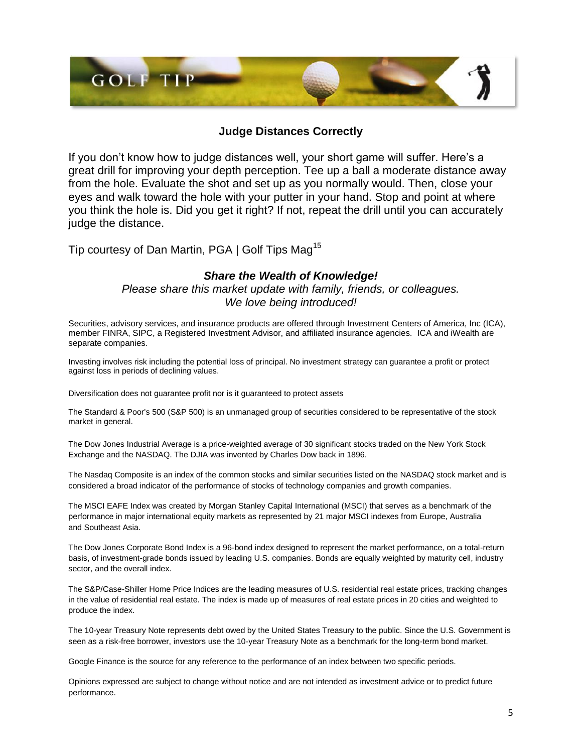## GOLF TIP

### Judge Distances Correctly

If you don't know how to judge distances well, your short game will suffer. Here's a great drill for improving your depth perception. Tee up a ball a moderate distance away from the hole. Evaluate the shot and set up as you normally would. Then, close your eyes and walk toward the hole with your putter in your hand. Stop and point at where you think the hole is. Did you get it right? If not, repeat the drill until you can accurately judge the distance.

Tip courtesy of Dan Martin, PGA | Golf Tips Mag[15]

***Share the Wealth of Knowledge!***

*Please share this market update with family, friends, or colleagues.*
*We love being introduced!*

Securities, advisory services, and insurance products are offered through Investment Centers of America, Inc (ICA), member FINRA, SIPC, a Registered Investment Advisor, and affiliated insurance agencies. ICA and iWealth are separate companies.

Investing involves risk including the potential loss of principal. No investment strategy can guarantee a profit or protect against loss in periods of declining values.

Diversification does not guarantee profit nor is it guaranteed to protect assets

The Standard & Poor's 500 (S&P 500) is an unmanaged group of securities considered to be representative of the stock market in general.

The Dow Jones Industrial Average is a price-weighted average of 30 significant stocks traded on the New York Stock Exchange and the NASDAQ. The DJIA was invented by Charles Dow back in 1896.

The Nasdaq Composite is an index of the common stocks and similar securities listed on the NASDAQ stock market and is considered a broad indicator of the performance of stocks of technology companies and growth companies.

The MSCI EAFE Index was created by Morgan Stanley Capital International (MSCI) that serves as a benchmark of the performance in major international equity markets as represented by 21 major MSCI indexes from Europe, Australia and Southeast Asia.

The Dow Jones Corporate Bond Index is a 96-bond index designed to represent the market performance, on a total-return basis, of investment-grade bonds issued by leading U.S. companies. Bonds are equally weighted by maturity cell, industry sector, and the overall index.

The S&P/Case-Shiller Home Price Indices are the leading measures of U.S. residential real estate prices, tracking changes in the value of residential real estate. The index is made up of measures of real estate prices in 20 cities and weighted to produce the index.

The 10-year Treasury Note represents debt owed by the United States Treasury to the public. Since the U.S. Government is seen as a risk-free borrower, investors use the 10-year Treasury Note as a benchmark for the long-term bond market.

Google Finance is the source for any reference to the performance of an index between two specific periods.

Opinions expressed are subject to change without notice and are not intended as investment advice or to predict future performance.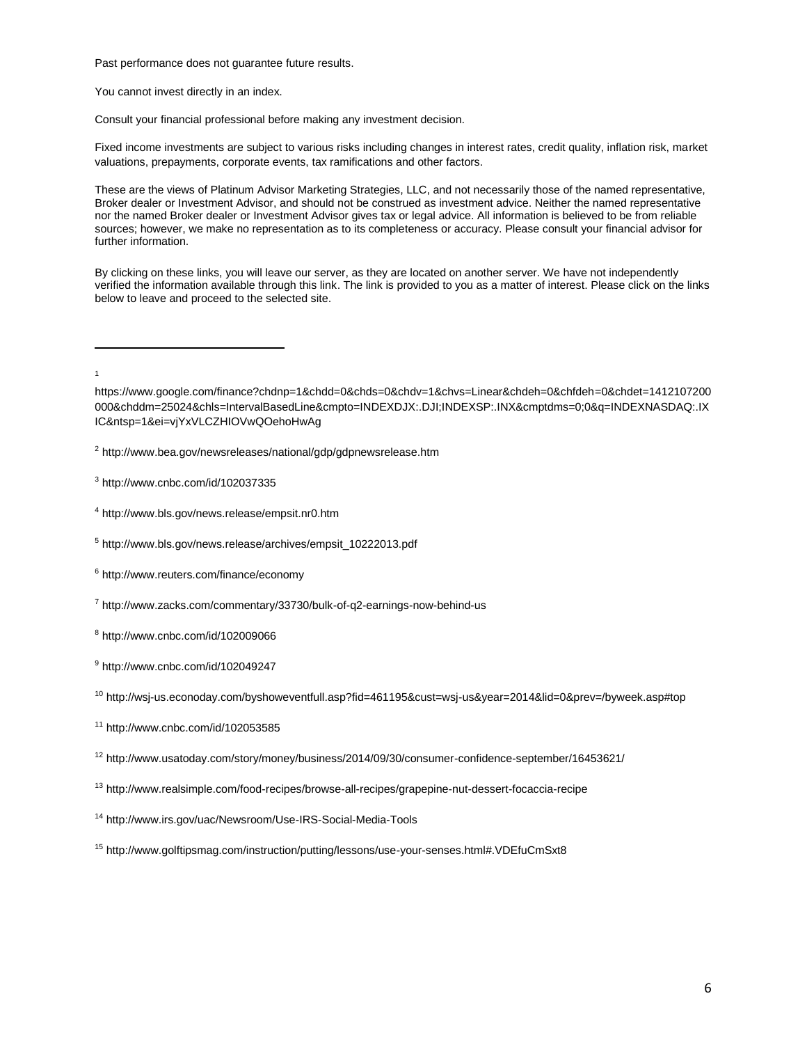Past performance does not guarantee future results.

You cannot invest directly in an index.

Consult your financial professional before making any investment decision.

Fixed income investments are subject to various risks including changes in interest rates, credit quality, inflation risk, market valuations, prepayments, corporate events, tax ramifications and other factors.

These are the views of Platinum Advisor Marketing Strategies, LLC, and not necessarily those of the named representative, Broker dealer or Investment Advisor, and should not be construed as investment advice. Neither the named representative nor the named Broker dealer or Investment Advisor gives tax or legal advice. All information is believed to be from reliable sources; however, we make no representation as to its completeness or accuracy. Please consult your financial advisor for further information.

By clicking on these links, you will leave our server, as they are located on another server. We have not independently verified the information available through this link. The link is provided to you as a matter of interest. Please click on the links below to leave and proceed to the selected site.

---

[1] https://www.google.com/finance?chdnp=1&chdd=0&chds=0&chdv=1&chvs=Linear&chdeh=0&chfdeh=0&chdet=1412107200000&chddm=25024&chls=IntervalBasedLine&cmpto=INDEXDJX:.DJI;INDEXSP:.INX&cmptdms=0;0&q=INDEXNASDAQ:.IXIC&ntsp=1&ei=vjYxVLCZHIOVwQOehoHwAg

[2] http://www.bea.gov/newsreleases/national/gdp/gdpnewsrelease.htm

[3] http://www.cnbc.com/id/102037335

[4] http://www.bls.gov/news.release/empsit.nr0.htm

[5] http://www.bls.gov/news.release/archives/empsit_10222013.pdf

[6] http://www.reuters.com/finance/economy

[7] http://www.zacks.com/commentary/33730/bulk-of-q2-earnings-now-behind-us

[8] http://www.cnbc.com/id/102009066

[9] http://www.cnbc.com/id/102049247

[10] http://wsj-us.econoday.com/byshoweventfull.asp?fid=461195&cust=wsj-us&year=2014&lid=0&prev=/byweek.asp#top

[11] http://www.cnbc.com/id/102053585

[12] http://www.usatoday.com/story/money/business/2014/09/30/consumer-confidence-september/16453621/

[13] http://www.realsimple.com/food-recipes/browse-all-recipes/grapepine-nut-dessert-focaccia-recipe

[14] http://www.irs.gov/uac/Newsroom/Use-IRS-Social-Media-Tools

[15] http://www.golftipsmag.com/instruction/putting/lessons/use-your-senses.html#.VDEfuCmSxt8